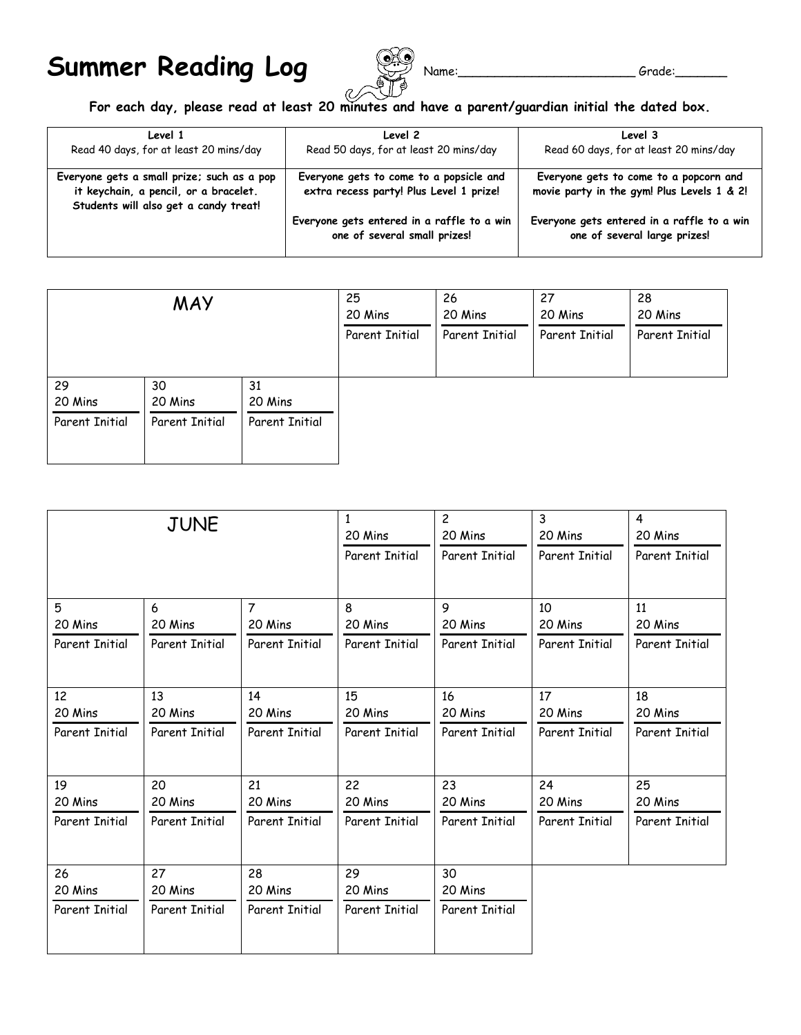# Summer Reading Log

Name:______________________ Grade:_______

**For each day, please read at least 20 minutes and have a parent/guardian initial the dated box.**

| Level 1<br>Read 40 days, for at least 20 mins/day | Level 2<br>Read 50 days, for at least 20 mins/day | Level 3<br>Read 60 days, for at least 20 mins/day |
|---|---|---|
| **Everyone gets a small prize; such as a pop it keychain, a pencil, or a bracelet. Students will also get a candy treat!** | **Everyone gets to come to a popsicle and extra recess party! Plus Level 1 prize!**<br><br>**Everyone gets entered in a raffle to a win one of several small prizes!** | **Everyone gets to come to a popcorn and movie party in the gym! Plus Levels 1 & 2!**<br><br>**Everyone gets entered in a raffle to a win one of several large prizes!** |

| MAY | | | | | | |
|---|---|---|---|---|---|---|
| | | | 25<br>20 Mins<br>Parent Initial | 26<br>20 Mins<br>Parent Initial | 27<br>20 Mins<br>Parent Initial | 28<br>20 Mins<br>Parent Initial |
| 29<br>20 Mins<br>Parent Initial | 30<br>20 Mins<br>Parent Initial | 31<br>20 Mins<br>Parent Initial | | | | |

| JUNE | | | | | | |
|---|---|---|---|---|---|---|
| | | | 1<br>20 Mins<br>Parent Initial | 2<br>20 Mins<br>Parent Initial | 3<br>20 Mins<br>Parent Initial | 4<br>20 Mins<br>Parent Initial |
| 5<br>20 Mins<br>Parent Initial | 6<br>20 Mins<br>Parent Initial | 7<br>20 Mins<br>Parent Initial | 8<br>20 Mins<br>Parent Initial | 9<br>20 Mins<br>Parent Initial | 10<br>20 Mins<br>Parent Initial | 11<br>20 Mins<br>Parent Initial |
| 12<br>20 Mins<br>Parent Initial | 13<br>20 Mins<br>Parent Initial | 14<br>20 Mins<br>Parent Initial | 15<br>20 Mins<br>Parent Initial | 16<br>20 Mins<br>Parent Initial | 17<br>20 Mins<br>Parent Initial | 18<br>20 Mins<br>Parent Initial |
| 19<br>20 Mins<br>Parent Initial | 20<br>20 Mins<br>Parent Initial | 21<br>20 Mins<br>Parent Initial | 22<br>20 Mins<br>Parent Initial | 23<br>20 Mins<br>Parent Initial | 24<br>20 Mins<br>Parent Initial | 25<br>20 Mins<br>Parent Initial |
| 26<br>20 Mins<br>Parent Initial | 27<br>20 Mins<br>Parent Initial | 28<br>20 Mins<br>Parent Initial | 29<br>20 Mins<br>Parent Initial | 30<br>20 Mins<br>Parent Initial | | |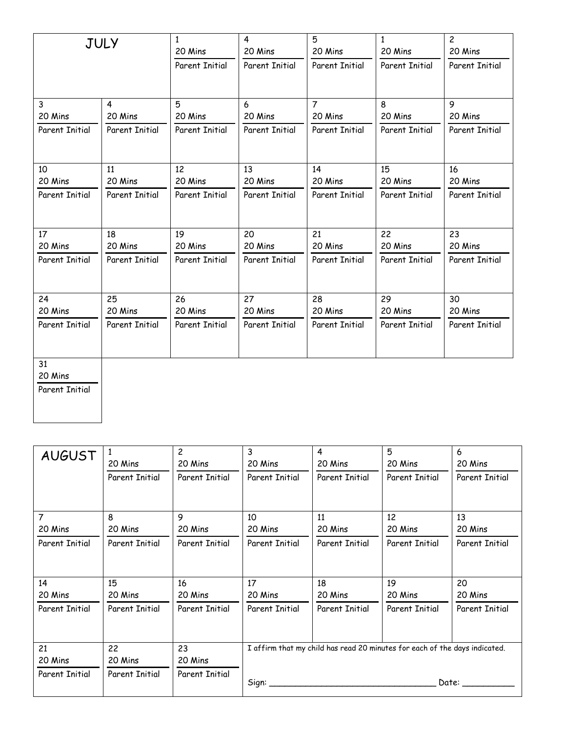| JULY | | 1<br>20 Mins<br>Parent Initial | 4<br>20 Mins<br>Parent Initial | 5<br>20 Mins<br>Parent Initial | 1<br>20 Mins<br>Parent Initial | 2<br>20 Mins<br>Parent Initial |
|---|---|---|---|---|---|---|
| 3<br>20 Mins<br>Parent Initial | 4<br>20 Mins<br>Parent Initial | 5<br>20 Mins<br>Parent Initial | 6<br>20 Mins<br>Parent Initial | 7<br>20 Mins<br>Parent Initial | 8<br>20 Mins<br>Parent Initial | 9<br>20 Mins<br>Parent Initial |
| 10<br>20 Mins<br>Parent Initial | 11<br>20 Mins<br>Parent Initial | 12<br>20 Mins<br>Parent Initial | 13<br>20 Mins<br>Parent Initial | 14<br>20 Mins<br>Parent Initial | 15<br>20 Mins<br>Parent Initial | 16<br>20 Mins<br>Parent Initial |
| 17<br>20 Mins<br>Parent Initial | 18<br>20 Mins<br>Parent Initial | 19<br>20 Mins<br>Parent Initial | 20<br>20 Mins<br>Parent Initial | 21<br>20 Mins<br>Parent Initial | 22<br>20 Mins<br>Parent Initial | 23<br>20 Mins<br>Parent Initial |
| 24<br>20 Mins<br>Parent Initial | 25<br>20 Mins<br>Parent Initial | 26<br>20 Mins<br>Parent Initial | 27<br>20 Mins<br>Parent Initial | 28<br>20 Mins<br>Parent Initial | 29<br>20 Mins<br>Parent Initial | 30<br>20 Mins<br>Parent Initial |
| 31<br>20 Mins<br>Parent Initial | | | | | | |

| AUGUST | 1<br>20 Mins<br>Parent Initial | 2<br>20 Mins<br>Parent Initial | 3<br>20 Mins<br>Parent Initial | 4<br>20 Mins<br>Parent Initial | 5<br>20 Mins<br>Parent Initial | 6<br>20 Mins<br>Parent Initial |
|---|---|---|---|---|---|---|
| 7<br>20 Mins<br>Parent Initial | 8<br>20 Mins<br>Parent Initial | 9<br>20 Mins<br>Parent Initial | 10<br>20 Mins<br>Parent Initial | 11<br>20 Mins<br>Parent Initial | 12<br>20 Mins<br>Parent Initial | 13<br>20 Mins<br>Parent Initial |
| 14<br>20 Mins<br>Parent Initial | 15<br>20 Mins<br>Parent Initial | 16<br>20 Mins<br>Parent Initial | 17<br>20 Mins<br>Parent Initial | 18<br>20 Mins<br>Parent Initial | 19<br>20 Mins<br>Parent Initial | 20<br>20 Mins<br>Parent Initial |
| 21<br>20 Mins<br>Parent Initial | 22<br>20 Mins<br>Parent Initial | 23<br>20 Mins<br>Parent Initial | I affirm that my child has read 20 minutes for each of the days indicated.<br><br>Sign: _________________________________ Date: __________ | | | |